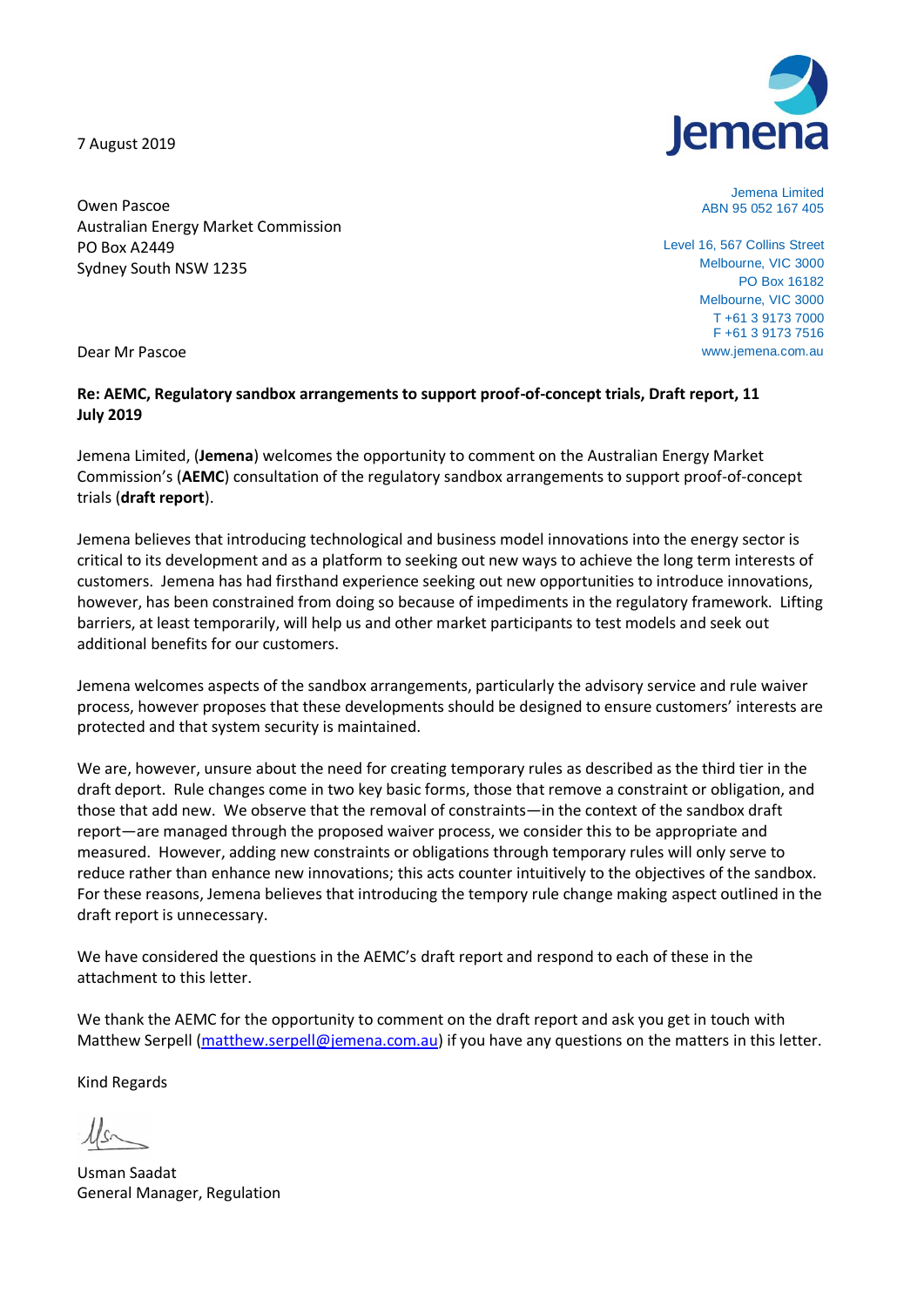7 August 2019

Jemena Limited
ABN 95 052 167 405

Level 16, 567 Collins Street
Melbourne, VIC 3000
PO Box 16182
Melbourne, VIC 3000
T +61 3 9173 7000
F +61 3 9173 7516
www.jemena.com.au

Owen Pascoe
Australian Energy Market Commission
PO Box A2449
Sydney South NSW 1235

Dear Mr Pascoe

**Re: AEMC, Regulatory sandbox arrangements to support proof-of-concept trials, Draft report, 11 July 2019**

Jemena Limited, (**Jemena**) welcomes the opportunity to comment on the Australian Energy Market Commission's (**AEMC**) consultation of the regulatory sandbox arrangements to support proof-of-concept trials (**draft report**).

Jemena believes that introducing technological and business model innovations into the energy sector is critical to its development and as a platform to seeking out new ways to achieve the long term interests of customers. Jemena has had firsthand experience seeking out new opportunities to introduce innovations, however, has been constrained from doing so because of impediments in the regulatory framework. Lifting barriers, at least temporarily, will help us and other market participants to test models and seek out additional benefits for our customers.

Jemena welcomes aspects of the sandbox arrangements, particularly the advisory service and rule waiver process, however proposes that these developments should be designed to ensure customers' interests are protected and that system security is maintained.

We are, however, unsure about the need for creating temporary rules as described as the third tier in the draft deport. Rule changes come in two key basic forms, those that remove a constraint or obligation, and those that add new. We observe that the removal of constraints—in the context of the sandbox draft report—are managed through the proposed waiver process, we consider this to be appropriate and measured. However, adding new constraints or obligations through temporary rules will only serve to reduce rather than enhance new innovations; this acts counter intuitively to the objectives of the sandbox. For these reasons, Jemena believes that introducing the tempory rule change making aspect outlined in the draft report is unnecessary.

We have considered the questions in the AEMC's draft report and respond to each of these in the attachment to this letter.

We thank the AEMC for the opportunity to comment on the draft report and ask you get in touch with Matthew Serpell (matthew.serpell@jemena.com.au) if you have any questions on the matters in this letter.

Kind Regards

Usman Saadat
General Manager, Regulation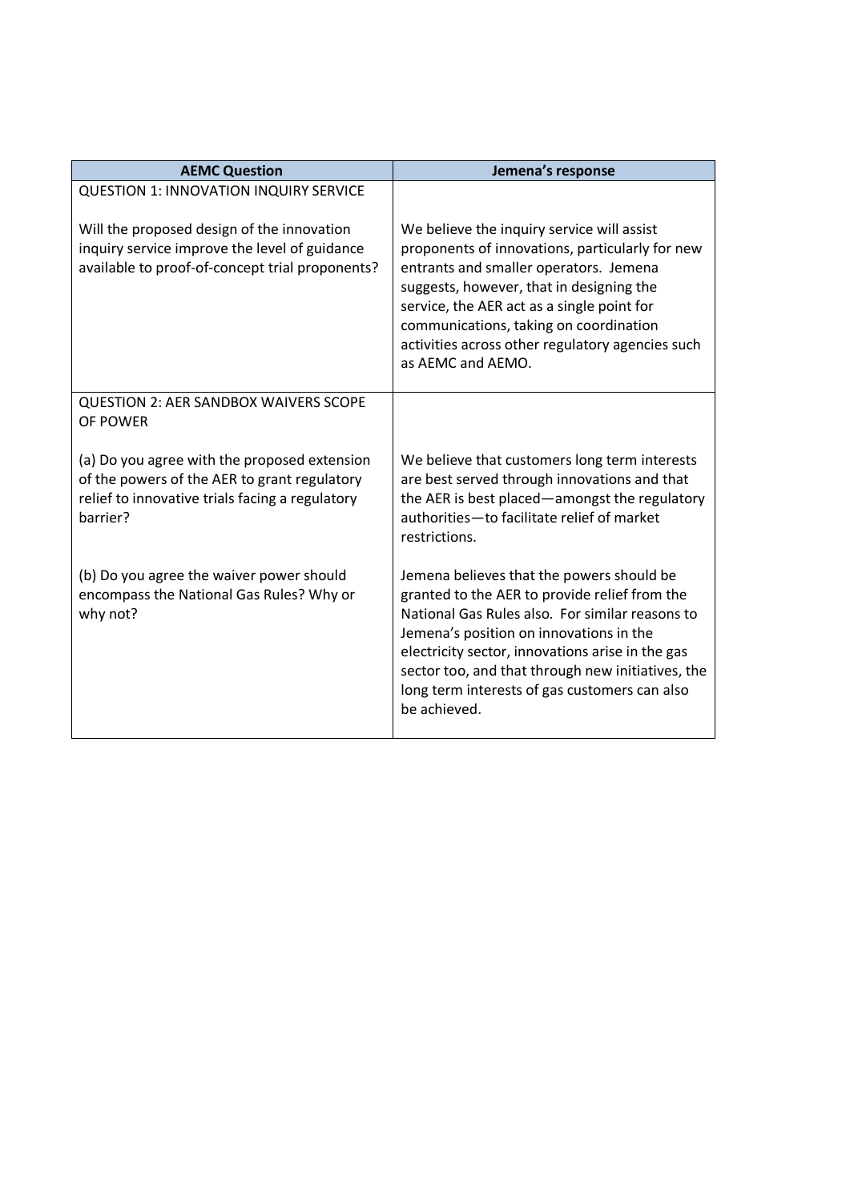| AEMC Question | Jemena's response |
|---|---|
| QUESTION 1: INNOVATION INQUIRY SERVICE | |
| Will the proposed design of the innovation inquiry service improve the level of guidance available to proof-of-concept trial proponents? | We believe the inquiry service will assist proponents of innovations, particularly for new entrants and smaller operators. Jemena suggests, however, that in designing the service, the AER act as a single point for communications, taking on coordination activities across other regulatory agencies such as AEMC and AEMO. |
| QUESTION 2: AER SANDBOX WAIVERS SCOPE OF POWER | |
| (a) Do you agree with the proposed extension of the powers of the AER to grant regulatory relief to innovative trials facing a regulatory barrier? | We believe that customers long term interests are best served through innovations and that the AER is best placed—amongst the regulatory authorities—to facilitate relief of market restrictions. |
| (b) Do you agree the waiver power should encompass the National Gas Rules? Why or why not? | Jemena believes that the powers should be granted to the AER to provide relief from the National Gas Rules also. For similar reasons to Jemena's position on innovations in the electricity sector, innovations arise in the gas sector too, and that through new initiatives, the long term interests of gas customers can also be achieved. |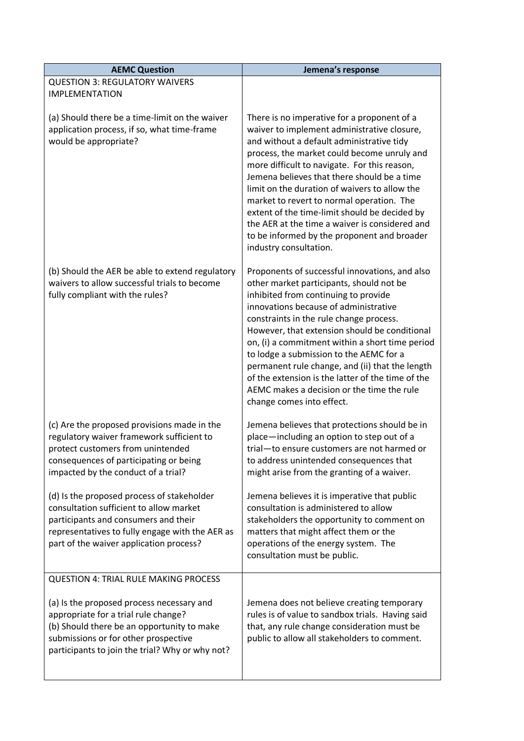| AEMC Question | Jemena's response |
|---|---|
| QUESTION 3: REGULATORY WAIVERS IMPLEMENTATION | |
| (a) Should there be a time-limit on the waiver application process, if so, what time-frame would be appropriate? | There is no imperative for a proponent of a waiver to implement administrative closure, and without a default administrative tidy process, the market could become unruly and more difficult to navigate. For this reason, Jemena believes that there should be a time limit on the duration of waivers to allow the market to revert to normal operation. The extent of the time-limit should be decided by the AER at the time a waiver is considered and to be informed by the proponent and broader industry consultation. |
| (b) Should the AER be able to extend regulatory waivers to allow successful trials to become fully compliant with the rules? | Proponents of successful innovations, and also other market participants, should not be inhibited from continuing to provide innovations because of administrative constraints in the rule change process. However, that extension should be conditional on, (i) a commitment within a short time period to lodge a submission to the AEMC for a permanent rule change, and (ii) that the length of the extension is the latter of the time of the AEMC makes a decision or the time the rule change comes into effect. |
| (c) Are the proposed provisions made in the regulatory waiver framework sufficient to protect customers from unintended consequences of participating or being impacted by the conduct of a trial? | Jemena believes that protections should be in place—including an option to step out of a trial—to ensure customers are not harmed or to address unintended consequences that might arise from the granting of a waiver. |
| (d) Is the proposed process of stakeholder consultation sufficient to allow market participants and consumers and their representatives to fully engage with the AER as part of the waiver application process? | Jemena believes it is imperative that public consultation is administered to allow stakeholders the opportunity to comment on matters that might affect them or the operations of the energy system. The consultation must be public. |
| QUESTION 4: TRIAL RULE MAKING PROCESS | |
| (a) Is the proposed process necessary and appropriate for a trial rule change?<br>(b) Should there be an opportunity to make submissions or for other prospective participants to join the trial? Why or why not? | Jemena does not believe creating temporary rules is of value to sandbox trials. Having said that, any rule change consideration must be public to allow all stakeholders to comment. |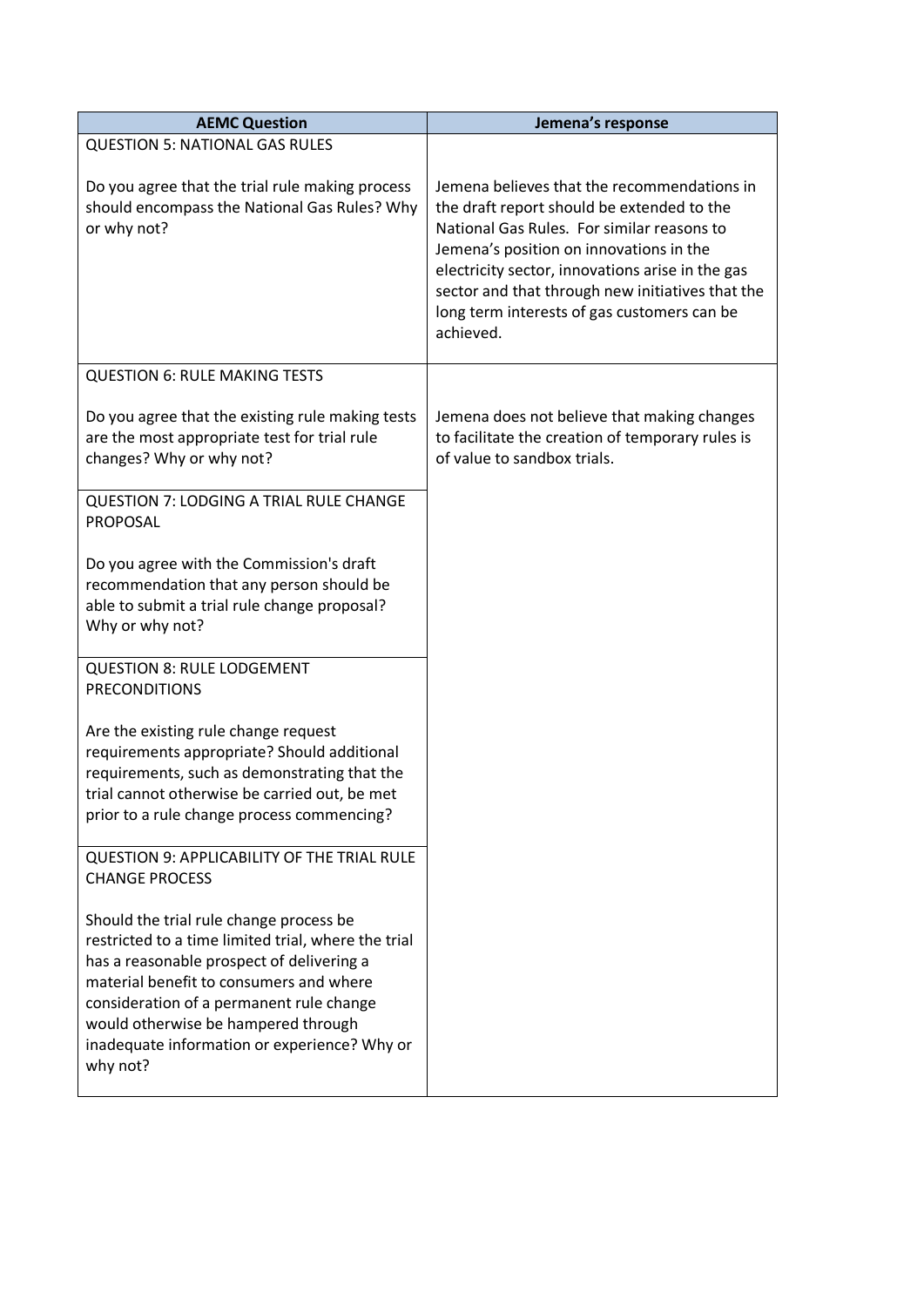| AEMC Question | Jemena's response |
|---|---|
| QUESTION 5: NATIONAL GAS RULES<br><br>Do you agree that the trial rule making process should encompass the National Gas Rules? Why or why not? | Jemena believes that the recommendations in the draft report should be extended to the National Gas Rules. For similar reasons to Jemena's position on innovations in the electricity sector, innovations arise in the gas sector and that through new initiatives that the long term interests of gas customers can be achieved. |
| QUESTION 6: RULE MAKING TESTS<br><br>Do you agree that the existing rule making tests are the most appropriate test for trial rule changes? Why or why not? | Jemena does not believe that making changes to facilitate the creation of temporary rules is of value to sandbox trials. |
| QUESTION 7: LODGING A TRIAL RULE CHANGE PROPOSAL<br><br>Do you agree with the Commission's draft recommendation that any person should be able to submit a trial rule change proposal? Why or why not? | |
| QUESTION 8: RULE LODGEMENT PRECONDITIONS<br><br>Are the existing rule change request requirements appropriate? Should additional requirements, such as demonstrating that the trial cannot otherwise be carried out, be met prior to a rule change process commencing? | |
| QUESTION 9: APPLICABILITY OF THE TRIAL RULE CHANGE PROCESS<br><br>Should the trial rule change process be restricted to a time limited trial, where the trial has a reasonable prospect of delivering a material benefit to consumers and where consideration of a permanent rule change would otherwise be hampered through inadequate information or experience? Why or why not? | |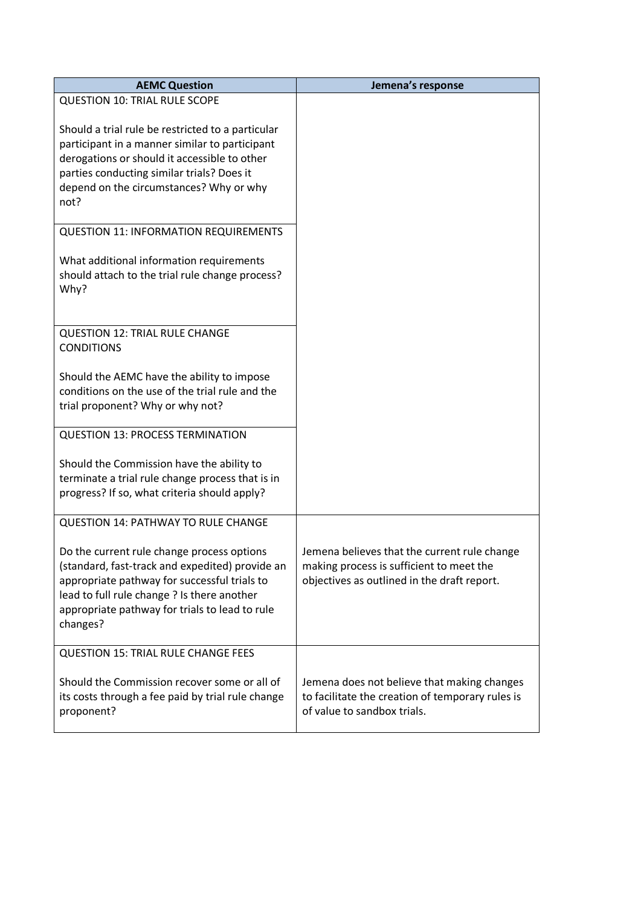| AEMC Question | Jemena's response |
|---|---|
| QUESTION 10: TRIAL RULE SCOPE<br><br>Should a trial rule be restricted to a particular participant in a manner similar to participant derogations or should it accessible to other parties conducting similar trials? Does it depend on the circumstances? Why or why not? | |
| QUESTION 11: INFORMATION REQUIREMENTS<br><br>What additional information requirements should attach to the trial rule change process? Why? | |
| QUESTION 12: TRIAL RULE CHANGE CONDITIONS<br><br>Should the AEMC have the ability to impose conditions on the use of the trial rule and the trial proponent? Why or why not? | |
| QUESTION 13: PROCESS TERMINATION<br><br>Should the Commission have the ability to terminate a trial rule change process that is in progress? If so, what criteria should apply? | |
| QUESTION 14: PATHWAY TO RULE CHANGE<br><br>Do the current rule change process options (standard, fast-track and expedited) provide an appropriate pathway for successful trials to lead to full rule change ? Is there another appropriate pathway for trials to lead to rule changes? | Jemena believes that the current rule change making process is sufficient to meet the objectives as outlined in the draft report. |
| QUESTION 15: TRIAL RULE CHANGE FEES<br><br>Should the Commission recover some or all of its costs through a fee paid by trial rule change proponent? | Jemena does not believe that making changes to facilitate the creation of temporary rules is of value to sandbox trials. |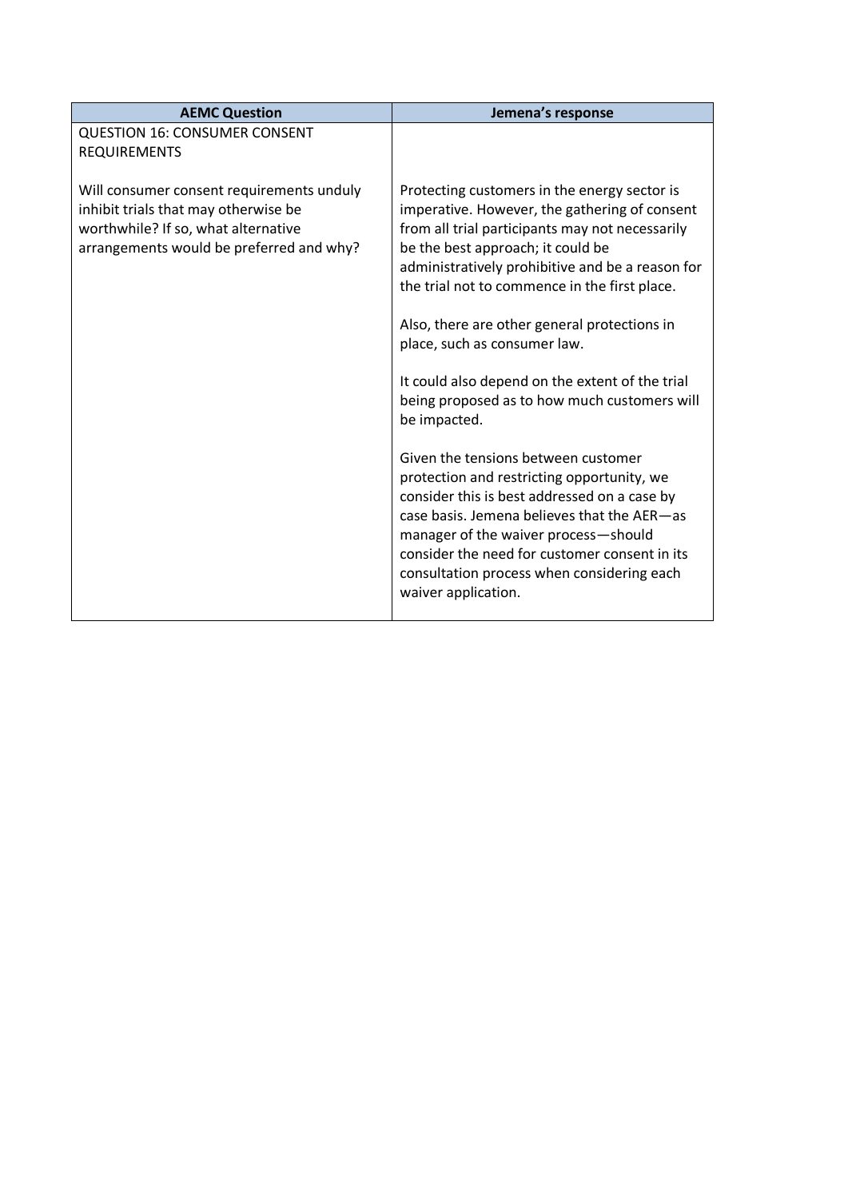| AEMC Question | Jemena's response |
| --- | --- |
| QUESTION 16: CONSUMER CONSENT REQUIREMENTS<br><br>Will consumer consent requirements unduly inhibit trials that may otherwise be worthwhile? If so, what alternative arrangements would be preferred and why? | Protecting customers in the energy sector is imperative. However, the gathering of consent from all trial participants may not necessarily be the best approach; it could be administratively prohibitive and be a reason for the trial not to commence in the first place.<br><br>Also, there are other general protections in place, such as consumer law.<br><br>It could also depend on the extent of the trial being proposed as to how much customers will be impacted.<br><br>Given the tensions between customer protection and restricting opportunity, we consider this is best addressed on a case by case basis. Jemena believes that the AER—as manager of the waiver process—should consider the need for customer consent in its consultation process when considering each waiver application. |